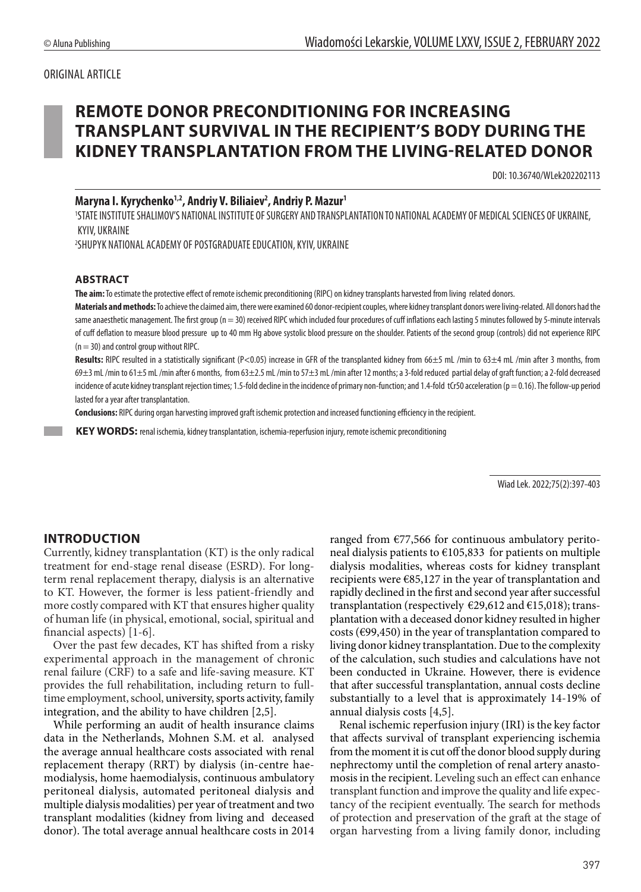ORIGINAL ARTICLE

# REMOTE DONOR PRECONDITIONING FOR INCREASING TRANSPLANT SURVIVAL IN THE RECIPIENT'S BODY DURING THE KIDNEY TRANSPLANTATION FROM THE LIVING-RELATED DONOR

DOI: 10.36740/WLek202202113

**Maryna I. Kyrychenko[1,2], Andriy V. Biliaiev[2], Andriy P. Mazur[1]**

[1]STATE INSTITUTE SHALIMOV'S NATIONAL INSTITUTE OF SURGERY AND TRANSPLANTATION TO NATIONAL ACADEMY OF MEDICAL SCIENCES OF UKRAINE, KYIV, UKRAINE

[2]SHUPYK NATIONAL ACADEMY OF POSTGRADUATE EDUCATION, KYIV, UKRAINE

## ABSTRACT

**The aim:** To estimate the protective effect of remote ischemic preconditioning (RIPC) on kidney transplants harvested from living related donors.

**Materials and methods:** To achieve the claimed aim, there were examined 60 donor-recipient couples, where kidney transplant donors were living-related. All donors had the same anaesthetic management. The first group (n = 30) received RIPC which included four procedures of cuff inflations each lasting 5 minutes followed by 5-minute intervals of cuff deflation to measure blood pressure up to 40 mm Hg above systolic blood pressure on the shoulder. Patients of the second group (controls) did not experience RIPC (n = 30) and control group without RIPC.

**Results:** RIPC resulted in a statistically significant (P<0.05) increase in GFR of the transplanted kidney from 66±5 mL /min to 63±4 mL /min after 3 months, from 69±3 mL /min to 61±5 mL /min after 6 months, from 63±2.5 mL /min to 57±3 mL /min after 12 months; a 3-fold reduced partial delay of graft function; a 2-fold decreased incidence of acute kidney transplant rejection times; 1.5-fold decline in the incidence of primary non-function; and 1.4-fold tCr50 acceleration (p = 0.16). The follow-up period lasted for a year after transplantation.

**Conclusions:** RIPC during organ harvesting improved graft ischemic protection and increased functioning efficiency in the recipient.

**KEY WORDS:** renal ischemia, kidney transplantation, ischemia-reperfusion injury, remote ischemic preconditioning

Wiad Lek. 2022;75(2):397-403

## INTRODUCTION

Currently, kidney transplantation (KT) is the only radical treatment for end-stage renal disease (ESRD). For long-term renal replacement therapy, dialysis is an alternative to KT. However, the former is less patient-friendly and more costly compared with KT that ensures higher quality of human life (in physical, emotional, social, spiritual and financial aspects) [1-6].

Over the past few decades, KT has shifted from a risky experimental approach in the management of chronic renal failure (CRF) to a safe and life-saving measure. KT provides the full rehabilitation, including return to full-time employment, school, university, sports activity, family integration, and the ability to have children [2,5].

While performing an audit of health insurance claims data in the Netherlands, Mohnen S.M. et al. analysed the average annual healthcare costs associated with renal replacement therapy (RRT) by dialysis (in-centre haemodialysis, home haemodialysis, continuous ambulatory peritoneal dialysis, automated peritoneal dialysis and multiple dialysis modalities) per year of treatment and two transplant modalities (kidney from living and deceased donor). The total average annual healthcare costs in 2014 ranged from €77,566 for continuous ambulatory peritoneal dialysis patients to €105,833 for patients on multiple dialysis modalities, whereas costs for kidney transplant recipients were €85,127 in the year of transplantation and rapidly declined in the first and second year after successful transplantation (respectively €29,612 and €15,018); transplantation with a deceased donor kidney resulted in higher costs (€99,450) in the year of transplantation compared to living donor kidney transplantation. Due to the complexity of the calculation, such studies and calculations have not been conducted in Ukraine. However, there is evidence that after successful transplantation, annual costs decline substantially to a level that is approximately 14-19% of annual dialysis costs [4,5].

Renal ischemic reperfusion injury (IRI) is the key factor that affects survival of transplant experiencing ischemia from the moment it is cut off the donor blood supply during nephrectomy until the completion of renal artery anastomosis in the recipient. Leveling such an effect can enhance transplant function and improve the quality and life expectancy of the recipient eventually. The search for methods of protection and preservation of the graft at the stage of organ harvesting from a living family donor, including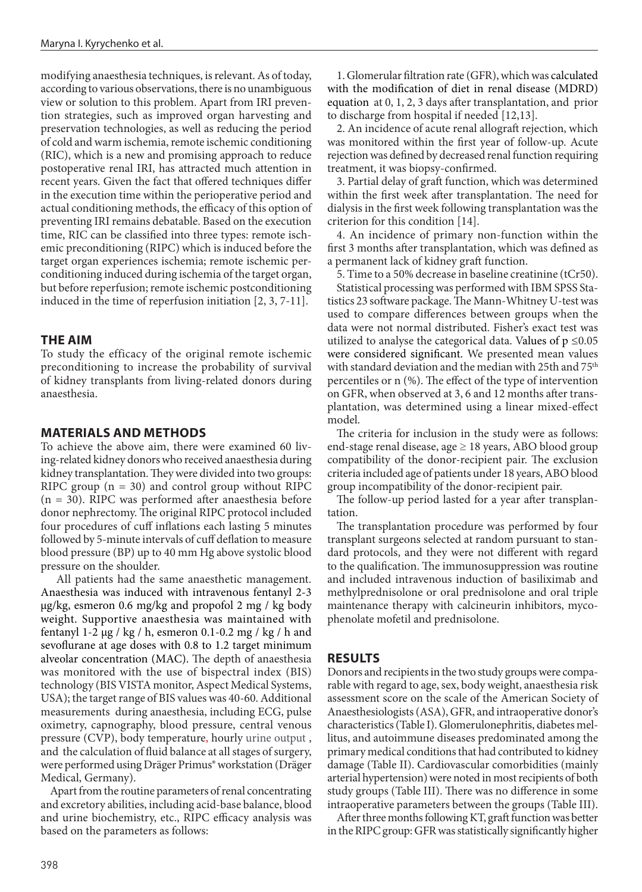modifying anaesthesia techniques, is relevant. As of today, according to various observations, there is no unambiguous view or solution to this problem. Apart from IRI prevention strategies, such as improved organ harvesting and preservation technologies, as well as reducing the period of cold and warm ischemia, remote ischemic conditioning (RIC), which is a new and promising approach to reduce postoperative renal IRI, has attracted much attention in recent years. Given the fact that offered techniques differ in the execution time within the perioperative period and actual conditioning methods, the efficacy of this option of preventing IRI remains debatable. Based on the execution time, RIC can be classified into three types: remote ischemic preconditioning (RIPC) which is induced before the target organ experiences ischemia; remote ischemic perconditioning induced during ischemia of the target organ, but before reperfusion; remote ischemic postconditioning induced in the time of reperfusion initiation [2, 3, 7-11].

## THE AIM

To study the efficacy of the original remote ischemic preconditioning to increase the probability of survival of kidney transplants from living-related donors during anaesthesia.

## MATERIALS AND METHODS

To achieve the above aim, there were examined 60 living-related kidney donors who received anaesthesia during kidney transplantation. They were divided into two groups: RIPC group (n = 30) and control group without RIPC (n = 30). RIPC was performed after anaesthesia before donor nephrectomy. The original RIPC protocol included four procedures of cuff inflations each lasting 5 minutes followed by 5-minute intervals of cuff deflation to measure blood pressure (BP) up to 40 mm Hg above systolic blood pressure on the shoulder.

All patients had the same anaesthetic management. Anaesthesia was induced with intravenous fentanyl 2-3 μg/kg, esmeron 0.6 mg/kg and propofol 2 mg / kg body weight. Supportive anaesthesia was maintained with fentanyl 1-2 μg / kg / h, esmeron 0.1-0.2 mg / kg / h and sevoflurane at age doses with 0.8 to 1.2 target minimum alveolar concentration (MAC). The depth of anaesthesia was monitored with the use of bispectral index (BIS) technology (BIS VISTA monitor, Aspect Medical Systems, USA); the target range of BIS values was 40-60. Additional measurements during anaesthesia, including ECG, pulse oximetry, capnography, blood pressure, central venous pressure (CVP), body temperature, hourly urine output, and the calculation of fluid balance at all stages of surgery, were performed using Dräger Primus® workstation (Dräger Medical, Germany).

Apart from the routine parameters of renal concentrating and excretory abilities, including acid-base balance, blood and urine biochemistry, etc., RIPC efficacy analysis was based on the parameters as follows:

1. Glomerular filtration rate (GFR), which was calculated with the modification of diet in renal disease (MDRD) equation at 0, 1, 2, 3 days after transplantation, and prior to discharge from hospital if needed [12,13].
2. An incidence of acute renal allograft rejection, which was monitored within the first year of follow-up. Acute rejection was defined by decreased renal function requiring treatment, it was biopsy-confirmed.
3. Partial delay of graft function, which was determined within the first week after transplantation. The need for dialysis in the first week following transplantation was the criterion for this condition [14].
4. An incidence of primary non-function within the first 3 months after transplantation, which was defined as a permanent lack of kidney graft function.
5. Time to a 50% decrease in baseline creatinine (tCr50).

Statistical processing was performed with IBM SPSS Statistics 23 software package. The Mann-Whitney U-test was used to compare differences between groups when the data were not normal distributed. Fisher's exact test was utilized to analyse the categorical data. Values of $p \leq 0.05$ were considered significant. We presented mean values with standard deviation and the median with 25th and 75th percentiles or n (%). The effect of the type of intervention on GFR, when observed at 3, 6 and 12 months after transplantation, was determined using a linear mixed-effect model.

The criteria for inclusion in the study were as follows: end-stage renal disease, age ≥ 18 years, ABO blood group compatibility of the donor-recipient pair. The exclusion criteria included age of patients under 18 years, ABO blood group incompatibility of the donor-recipient pair.

The follow-up period lasted for a year after transplantation.

The transplantation procedure was performed by four transplant surgeons selected at random pursuant to standard protocols, and they were not different with regard to the qualification. The immunosuppression was routine and included intravenous induction of basiliximab and methylprednisolone or oral prednisolone and oral triple maintenance therapy with calcineurin inhibitors, mycophenolate mofetil and prednisolone.

## RESULTS

Donors and recipients in the two study groups were comparable with regard to age, sex, body weight, anaesthesia risk assessment score on the scale of the American Society of Anaesthesiologists (ASA), GFR, and intraoperative donor's characteristics (Table I). Glomerulonephritis, diabetes mellitus, and autoimmune diseases predominated among the primary medical conditions that had contributed to kidney damage (Table II). Cardiovascular comorbidities (mainly arterial hypertension) were noted in most recipients of both study groups (Table III). There was no difference in some intraoperative parameters between the groups (Table III).

After three months following KT, graft function was better in the RIPC group: GFR was statistically significantly higher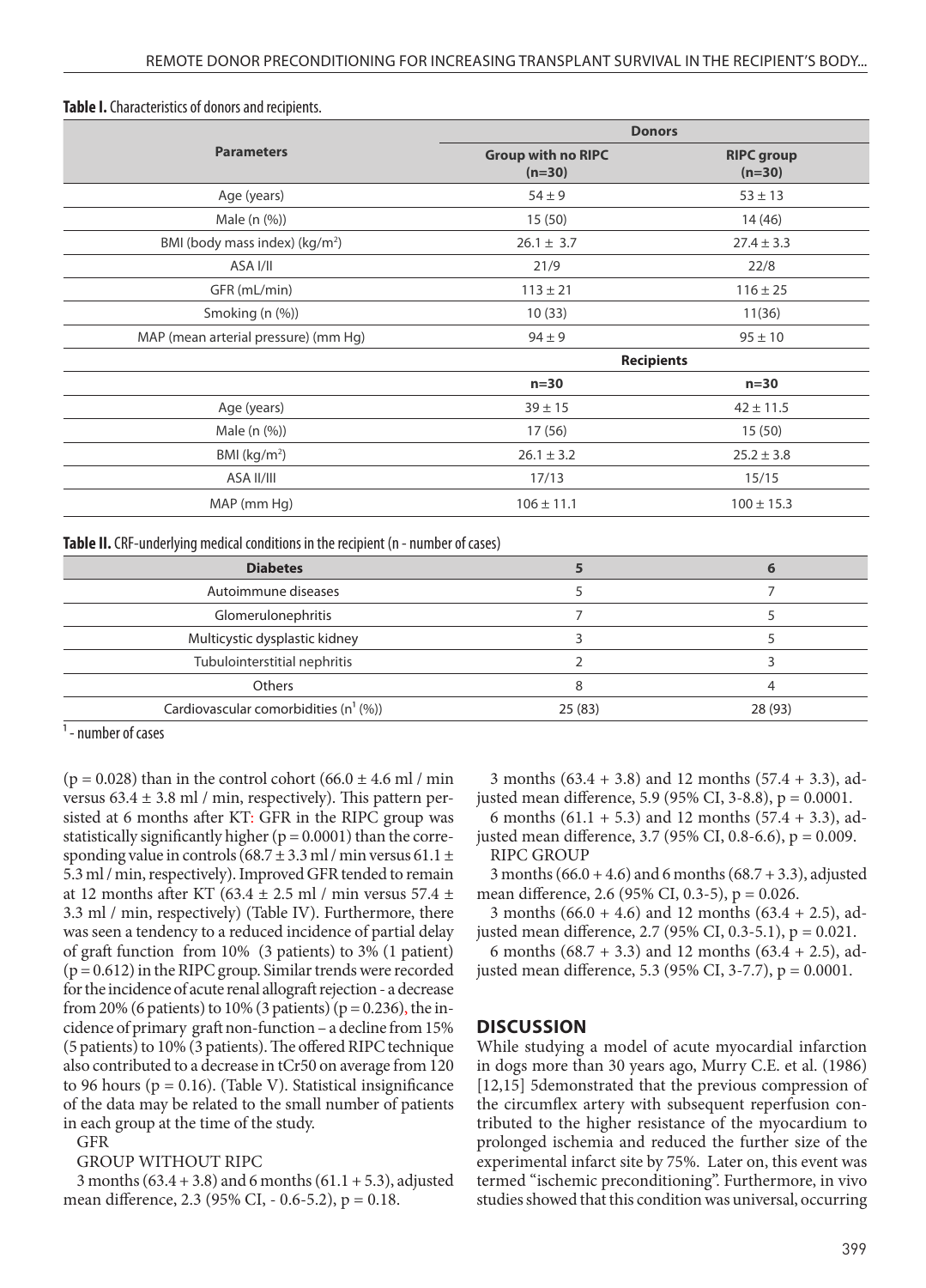**Table I.** Characteristics of donors and recipients.

| Parameters | Donors | |
|---|---|---|
| | Group with no RIPC (n=30) | RIPC group (n=30) |
| Age (years) | 54 ± 9 | 53 ± 13 |
| Male (n (%)) | 15 (50) | 14 (46) |
| BMI (body mass index) (kg/m²) | 26.1 ± 3.7 | 27.4 ± 3.3 |
| ASA I/II | 21/9 | 22/8 |
| GFR (mL/min) | 113 ± 21 | 116 ± 25 |
| Smoking (n (%)) | 10 (33) | 11(36) |
| MAP (mean arterial pressure) (mm Hg) | 94 ± 9 | 95 ± 10 |
| | **Recipients** | |
| | n=30 | n=30 |
| Age (years) | 39 ± 15 | 42 ± 11.5 |
| Male (n (%)) | 17 (56) | 15 (50) |
| BMI (kg/m²) | 26.1 ± 3.2 | 25.2 ± 3.8 |
| ASA II/III | 17/13 | 15/15 |
| MAP (mm Hg) | 106 ± 11.1 | 100 ± 15.3 |

**Table II.** CRF-underlying medical conditions in the recipient (n - number of cases)

| Diabetes | 5 | 6 |
|---|---|---|
| Autoimmune diseases | 5 | 7 |
| Glomerulonephritis | 7 | 5 |
| Multicystic dysplastic kidney | 3 | 5 |
| Tubulointerstitial nephritis | 2 | 3 |
| Others | 8 | 4 |
| Cardiovascular comorbidities (n[1] (%)) | 25 (83) | 28 (93) |

[1] - number of cases

($p = 0.028$) than in the control cohort (66.0 ± 4.6 ml / min versus 63.4 ± 3.8 ml / min, respectively). This pattern persisted at 6 months after KT: GFR in the RIPC group was statistically significantly higher ($p = 0.0001$) than the corresponding value in controls (68.7 ± 3.3 ml / min versus 61.1 ± 5.3 ml / min, respectively). Improved GFR tended to remain at 12 months after KT (63.4 ± 2.5 ml / min versus 57.4 ± 3.3 ml / min, respectively) (Table IV). Furthermore, there was seen a tendency to a reduced incidence of partial delay of graft function from 10% (3 patients) to 3% (1 patient) ($p = 0.612$) in the RIPC group. Similar trends were recorded for the incidence of acute renal allograft rejection - a decrease from 20% (6 patients) to 10% (3 patients) ($p = 0.236$), the incidence of primary graft non-function – a decline from 15% (5 patients) to 10% (3 patients). The offered RIPC technique also contributed to a decrease in tCr50 on average from 120 to 96 hours ($p = 0.16$). (Table V). Statistical insignificance of the data may be related to the small number of patients in each group at the time of the study.

GFR

GROUP WITHOUT RIPC

3 months (63.4 + 3.8) and 6 months (61.1 + 5.3), adjusted mean difference, 2.3 (95% CI, - 0.6-5.2), $p = 0.18$.

3 months (63.4 + 3.8) and 12 months (57.4 + 3.3), adjusted mean difference, 5.9 (95% CI, 3-8.8), $p = 0.0001$.

6 months (61.1 + 5.3) and 12 months (57.4 + 3.3), adjusted mean difference, 3.7 (95% CI, 0.8-6.6), $p = 0.009$.

RIPC GROUP

3 months (66.0 + 4.6) and 6 months (68.7 + 3.3), adjusted mean difference, 2.6 (95% CI, 0.3-5), $p = 0.026$.

3 months (66.0 + 4.6) and 12 months (63.4 + 2.5), adjusted mean difference, 2.7 (95% CI, 0.3-5.1), $p = 0.021$.

6 months (68.7 + 3.3) and 12 months (63.4 + 2.5), adjusted mean difference, 5.3 (95% CI, 3-7.7), $p = 0.0001$.

## DISCUSSION

While studying a model of acute myocardial infarction in dogs more than 30 years ago, Murry C.E. et al. (1986) [12,15] 5demonstrated that the previous compression of the circumflex artery with subsequent reperfusion contributed to the higher resistance of the myocardium to prolonged ischemia and reduced the further size of the experimental infarct site by 75%. Later on, this event was termed "ischemic preconditioning". Furthermore, in vivo studies showed that this condition was universal, occurring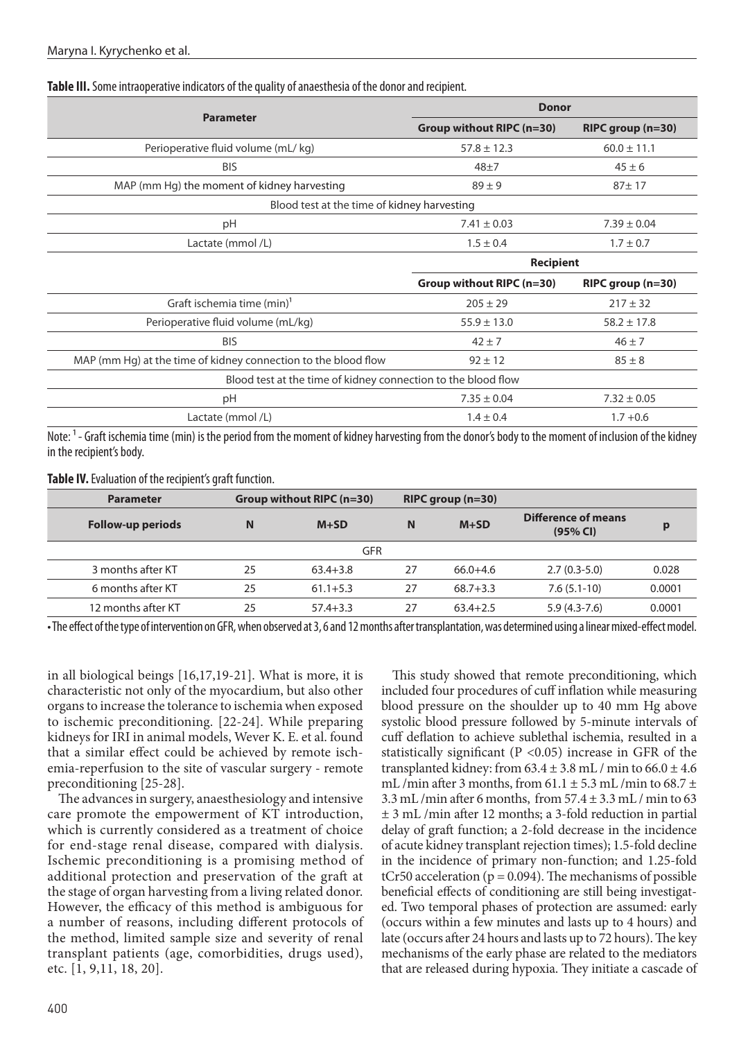**Table III.** Some intraoperative indicators of the quality of anaesthesia of the donor and recipient.

| Parameter | Donor | |
|---|---|---|
| | Group without RIPC (n=30) | RIPC group (n=30) |
| Perioperative fluid volume (mL/ kg) | 57.8 ± 12.3 | 60.0 ± 11.1 |
| BIS | 48±7 | 45 ± 6 |
| MAP (mm Hg) the moment of kidney harvesting | 89 ± 9 | 87± 17 |
| Blood test at the time of kidney harvesting | | |
| pH | 7.41 ± 0.03 | 7.39 ± 0.04 |
| Lactate (mmol /L) | 1.5 ± 0.4 | 1.7 ± 0.7 |
| | Recipient | |
| | Group without RIPC (n=30) | RIPC group (n=30) |
| Graft ischemia time (min)[1] | 205 ± 29 | 217 ± 32 |
| Perioperative fluid volume (mL/kg) | 55.9 ± 13.0 | 58.2 ± 17.8 |
| BIS | 42 ± 7 | 46 ± 7 |
| MAP (mm Hg) at the time of kidney connection to the blood flow | 92 ± 12 | 85 ± 8 |
| Blood test at the time of kidney connection to the blood flow | | |
| pH | 7.35 ± 0.04 | 7.32 ± 0.05 |
| Lactate (mmol /L) | 1.4 ± 0.4 | 1.7 +0.6 |

Note: [1] - Graft ischemia time (min) is the period from the moment of kidney harvesting from the donor's body to the moment of inclusion of the kidney in the recipient's body.

**Table IV.** Evaluation of the recipient's graft function.

| Parameter | Group without RIPC (n=30) | | RIPC group (n=30) | | | |
|---|---|---|---|---|---|---|
| Follow-up periods | N | M+SD | N | M+SD | Difference of means (95% CI) | p |
| GFR | | | | | | |
| 3 months after KT | 25 | 63.4+3.8 | 27 | 66.0+4.6 | 2.7 (0.3-5.0) | 0.028 |
| 6 months after KT | 25 | 61.1+5.3 | 27 | 68.7+3.3 | 7.6 (5.1-10) | 0.0001 |
| 12 months after KT | 25 | 57.4+3.3 | 27 | 63.4+2.5 | 5.9 (4.3-7.6) | 0.0001 |

• The effect of the type of intervention on GFR, when observed at 3, 6 and 12 months after transplantation, was determined using a linear mixed-effect model.

in all biological beings [16,17,19-21]. What is more, it is characteristic not only of the myocardium, but also other organs to increase the tolerance to ischemia when exposed to ischemic preconditioning. [22-24]. While preparing kidneys for IRI in animal models, Wever K. E. et al. found that a similar effect could be achieved by remote ischemia-reperfusion to the site of vascular surgery - remote preconditioning [25-28].

The advances in surgery, anaesthesiology and intensive care promote the empowerment of KT introduction, which is currently considered as a treatment of choice for end-stage renal disease, compared with dialysis. Ischemic preconditioning is a promising method of additional protection and preservation of the graft at the stage of organ harvesting from a living related donor. However, the efficacy of this method is ambiguous for a number of reasons, including different protocols of the method, limited sample size and severity of renal transplant patients (age, comorbidities, drugs used), etc. [1, 9,11, 18, 20].

This study showed that remote preconditioning, which included four procedures of cuff inflation while measuring blood pressure on the shoulder up to 40 mm Hg above systolic blood pressure followed by 5-minute intervals of cuff deflation to achieve sublethal ischemia, resulted in a statistically significant ($P < 0.05$) increase in GFR of the transplanted kidney: from 63.4 ± 3.8 mL / min to 66.0 ± 4.6 mL /min after 3 months, from 61.1 ± 5.3 mL /min to 68.7 ± 3.3 mL /min after 6 months, from 57.4 ± 3.3 mL / min to 63 ± 3 mL /min after 12 months; a 3-fold reduction in partial delay of graft function; a 2-fold decrease in the incidence of acute kidney transplant rejection times); 1.5-fold decline in the incidence of primary non-function; and 1.25-fold tCr50 acceleration ($p = 0.094$). The mechanisms of possible beneficial effects of conditioning are still being investigated. Two temporal phases of protection are assumed: early (occurs within a few minutes and lasts up to 4 hours) and late (occurs after 24 hours and lasts up to 72 hours). The key mechanisms of the early phase are related to the mediators that are released during hypoxia. They initiate a cascade of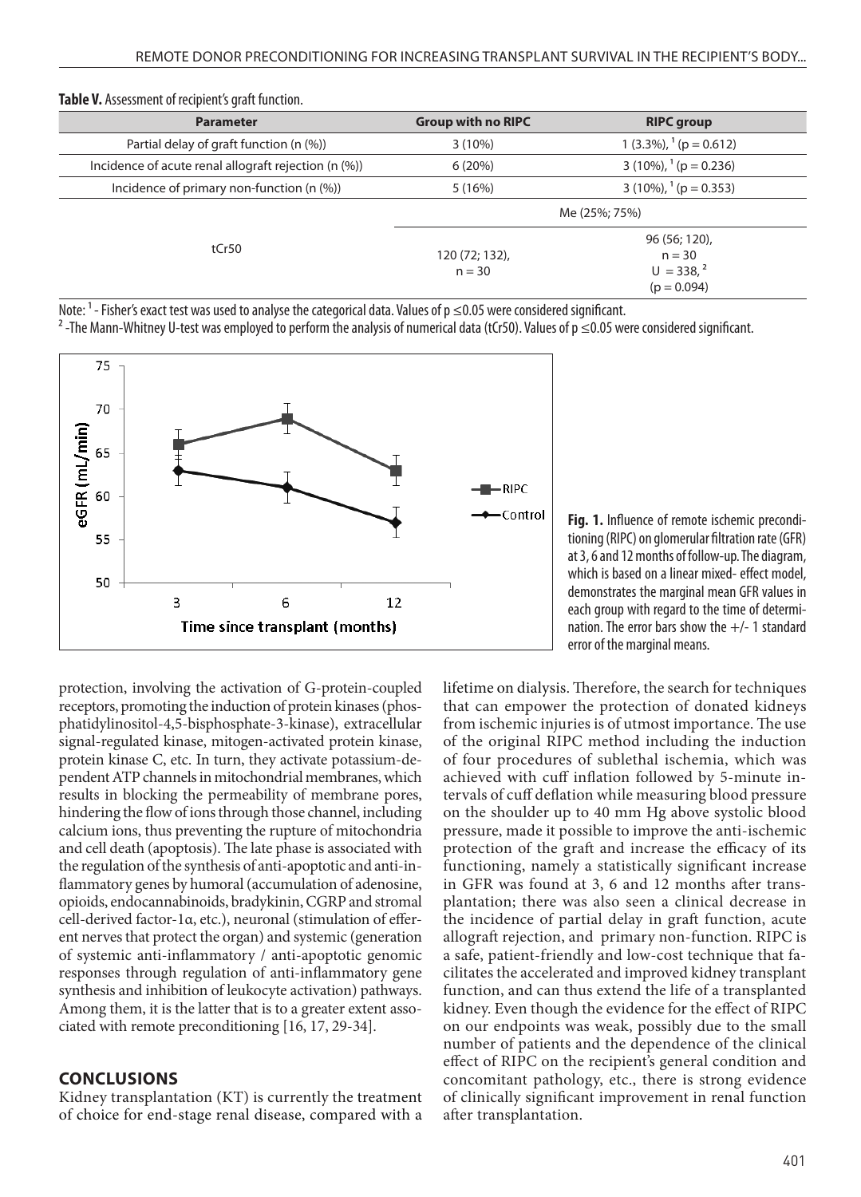**Table V.** Assessment of recipient's graft function.

| Parameter | Group with no RIPC | RIPC group |
|---|---|---|
| Partial delay of graft function (n (%)) | 3 (10%) | 1 (3.3%), [1] (p = 0.612) |
| Incidence of acute renal allograft rejection (n (%)) | 6 (20%) | 3 (10%), [1] (p = 0.236) |
| Incidence of primary non-function (n (%)) | 5 (16%) | 3 (10%), [1] (p = 0.353) |
| | Me (25%; 75%) | |
| tCr50 | 120 (72; 132), n = 30 | 96 (56; 120), n = 30, U = 338, [2] (p = 0.094) |

Note: [1] - Fisher's exact test was used to analyse the categorical data. Values of $p \leq 0.05$ were considered significant.
[2] -The Mann-Whitney U-test was employed to perform the analysis of numerical data (tCr50). Values of $p \leq 0.05$ were considered significant.

**Fig. 1.** Influence of remote ischemic preconditioning (RIPC) on glomerular filtration rate (GFR) at 3, 6 and 12 months of follow-up. The diagram, which is based on a linear mixed- effect model, demonstrates the marginal mean GFR values in each group with regard to the time of determination. The error bars show the +/- 1 standard error of the marginal means.

protection, involving the activation of G-protein-coupled receptors, promoting the induction of protein kinases (phosphatidylinositol-4,5-bisphosphate-3-kinase), extracellular signal-regulated kinase, mitogen-activated protein kinase, protein kinase C, etc. In turn, they activate potassium-dependent ATP channels in mitochondrial membranes, which results in blocking the permeability of membrane pores, hindering the flow of ions through those channel, including calcium ions, thus preventing the rupture of mitochondria and cell death (apoptosis). The late phase is associated with the regulation of the synthesis of anti-apoptotic and anti-inflammatory genes by humoral (accumulation of adenosine, opioids, endocannabinoids, bradykinin, CGRP and stromal cell-derived factor-1α, etc.), neuronal (stimulation of efferent nerves that protect the organ) and systemic (generation of systemic anti-inflammatory / anti-apoptotic genomic responses through regulation of anti-inflammatory gene synthesis and inhibition of leukocyte activation) pathways. Among them, it is the latter that is to a greater extent associated with remote preconditioning [16, 17, 29-34].

## CONCLUSIONS

Kidney transplantation (KT) is currently the treatment of choice for end-stage renal disease, compared with a lifetime on dialysis. Therefore, the search for techniques that can empower the protection of donated kidneys from ischemic injuries is of utmost importance. The use of the original RIPC method including the induction of four procedures of sublethal ischemia, which was achieved with cuff inflation followed by 5-minute intervals of cuff deflation while measuring blood pressure on the shoulder up to 40 mm Hg above systolic blood pressure, made it possible to improve the anti-ischemic protection of the graft and increase the efficacy of its functioning, namely a statistically significant increase in GFR was found at 3, 6 and 12 months after transplantation; there was also seen a clinical decrease in the incidence of partial delay in graft function, acute allograft rejection, and primary non-function. RIPC is a safe, patient-friendly and low-cost technique that facilitates the accelerated and improved kidney transplant function, and can thus extend the life of a transplanted kidney. Even though the evidence for the effect of RIPC on our endpoints was weak, possibly due to the small number of patients and the dependence of the clinical effect of RIPC on the recipient's general condition and concomitant pathology, etc., there is strong evidence of clinically significant improvement in renal function after transplantation.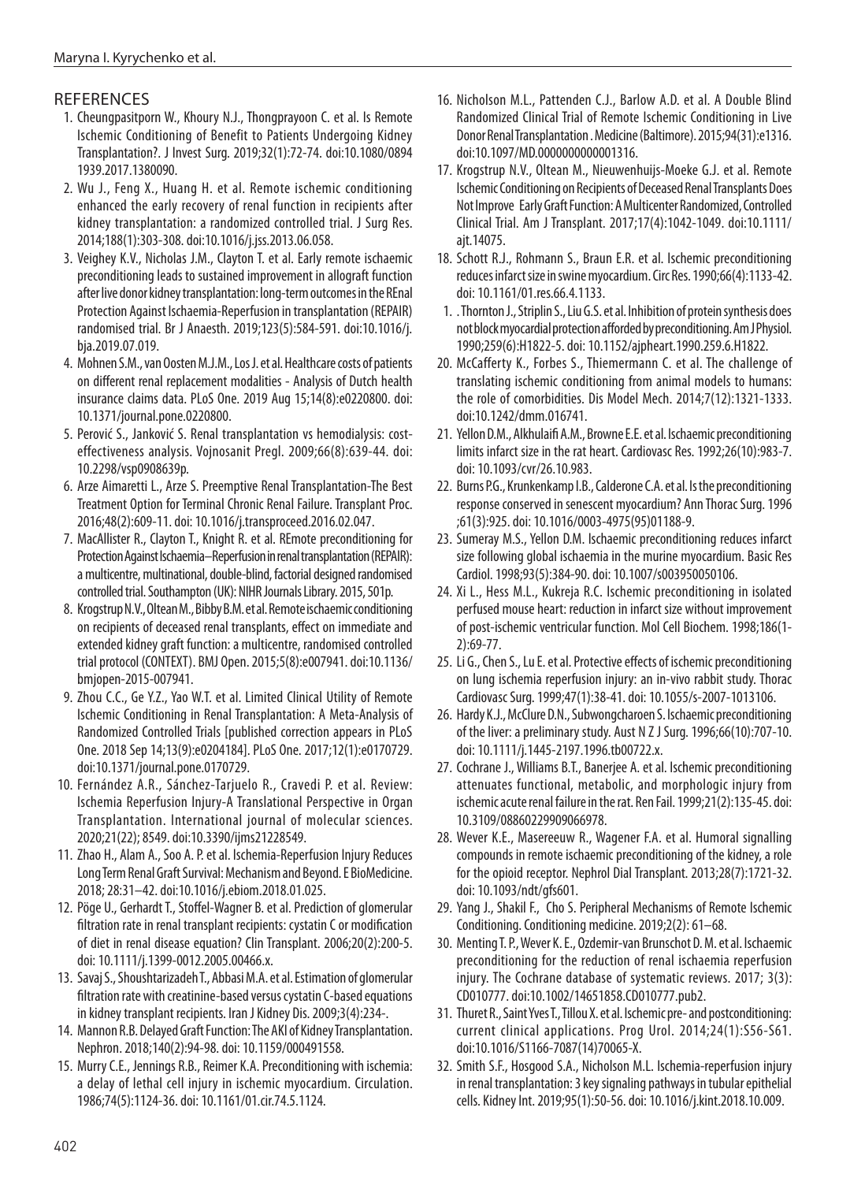## REFERENCES

1. Cheungpasitporn W., Khoury N.J., Thongprayoon C. et al. Is Remote Ischemic Conditioning of Benefit to Patients Undergoing Kidney Transplantation?. J Invest Surg. 2019;32(1):72-74. doi:10.1080/08941939.2017.1380090.
2. Wu J., Feng X., Huang H. et al. Remote ischemic conditioning enhanced the early recovery of renal function in recipients after kidney transplantation: a randomized controlled trial. J Surg Res. 2014;188(1):303-308. doi:10.1016/j.jss.2013.06.058.
3. Veighey K.V., Nicholas J.M., Clayton T. et al. Early remote ischaemic preconditioning leads to sustained improvement in allograft function after live donor kidney transplantation: long-term outcomes in the REnal Protection Against Ischaemia-Reperfusion in transplantation (REPAIR) randomised trial. Br J Anaesth. 2019;123(5):584-591. doi:10.1016/j.bja.2019.07.019.
4. Mohnen S.M., van Oosten M.J.M., Los J. et al. Healthcare costs of patients on different renal replacement modalities - Analysis of Dutch health insurance claims data. PLoS One. 2019 Aug 15;14(8):e0220800. doi: 10.1371/journal.pone.0220800.
5. Perović S., Janković S. Renal transplantation vs hemodialysis: cost-effectiveness analysis. Vojnosanit Pregl. 2009;66(8):639-44. doi: 10.2298/vsp0908639p.
6. Arze Aimaretti L., Arze S. Preemptive Renal Transplantation-The Best Treatment Option for Terminal Chronic Renal Failure. Transplant Proc. 2016;48(2):609-11. doi: 10.1016/j.transproceed.2016.02.047.
7. MacAllister R., Clayton T., Knight R. et al. REmote preconditioning for Protection Against Ischaemia–Reperfusion in renal transplantation (REPAIR): a multicentre, multinational, double-blind, factorial designed randomised controlled trial. Southampton (UK): NIHR Journals Library. 2015, 501p.
8. Krogstrup N.V., Oltean M., Bibby B.M. et al. Remote ischaemic conditioning on recipients of deceased renal transplants, effect on immediate and extended kidney graft function: a multicentre, randomised controlled trial protocol (CONTEXT). BMJ Open. 2015;5(8):e007941. doi:10.1136/bmjopen-2015-007941.
9. Zhou C.C., Ge Y.Z., Yao W.T. et al. Limited Clinical Utility of Remote Ischemic Conditioning in Renal Transplantation: A Meta-Analysis of Randomized Controlled Trials [published correction appears in PLoS One. 2018 Sep 14;13(9):e0204184]. PLoS One. 2017;12(1):e0170729. doi:10.1371/journal.pone.0170729.
10. Fernández A.R., Sánchez-Tarjuelo R., Cravedi P. et al. Review: Ischemia Reperfusion Injury-A Translational Perspective in Organ Transplantation. International journal of molecular sciences. 2020;21(22); 8549. doi:10.3390/ijms21228549.
11. Zhao H., Alam A., Soo A. P. et al. Ischemia-Reperfusion Injury Reduces Long Term Renal Graft Survival: Mechanism and Beyond. E BioMedicine. 2018; 28:31–42. doi:10.1016/j.ebiom.2018.01.025.
12. Pöge U., Gerhardt T., Stoffel-Wagner B. et al. Prediction of glomerular filtration rate in renal transplant recipients: cystatin C or modification of diet in renal disease equation? Clin Transplant. 2006;20(2):200-5. doi: 10.1111/j.1399-0012.2005.00466.x.
13. Savaj S., Shoushtarizadeh T., Abbasi M.A. et al. Estimation of glomerular filtration rate with creatinine-based versus cystatin C-based equations in kidney transplant recipients. Iran J Kidney Dis. 2009;3(4):234-.
14. Mannon R.B. Delayed Graft Function: The AKI of Kidney Transplantation. Nephron. 2018;140(2):94-98. doi: 10.1159/000491558.
15. Murry C.E., Jennings R.B., Reimer K.A. Preconditioning with ischemia: a delay of lethal cell injury in ischemic myocardium. Circulation. 1986;74(5):1124-36. doi: 10.1161/01.cir.74.5.1124.
16. Nicholson M.L., Pattenden C.J., Barlow A.D. et al. A Double Blind Randomized Clinical Trial of Remote Ischemic Conditioning in Live Donor Renal Transplantation . Medicine (Baltimore). 2015;94(31):e1316. doi:10.1097/MD.0000000000001316.
17. Krogstrup N.V., Oltean M., Nieuwenhuijs-Moeke G.J. et al. Remote Ischemic Conditioning on Recipients of Deceased Renal Transplants Does Not Improve Early Graft Function: A Multicenter Randomized, Controlled Clinical Trial. Am J Transplant. 2017;17(4):1042-1049. doi:10.1111/ajt.14075.
18. Schott R.J., Rohmann S., Braun E.R. et al. Ischemic preconditioning reduces infarct size in swine myocardium. Circ Res. 1990;66(4):1133-42. doi: 10.1161/01.res.66.4.1133.
1. . Thornton J., Striplin S., Liu G.S. et al. Inhibition of protein synthesis does not block myocardial protection afforded by preconditioning. Am J Physiol. 1990;259(6):H1822-5. doi: 10.1152/ajpheart.1990.259.6.H1822.
20. McCafferty K., Forbes S., Thiemermann C. et al. The challenge of translating ischemic conditioning from animal models to humans: the role of comorbidities. Dis Model Mech. 2014;7(12):1321-1333. doi:10.1242/dmm.016741.
21. Yellon D.M., Alkhulaifi A.M., Browne E.E. et al. Ischaemic preconditioning limits infarct size in the rat heart. Cardiovasc Res. 1992;26(10):983-7. doi: 10.1093/cvr/26.10.983.
22. Burns P.G., Krunkenkamp I.B., Calderone C.A. et al. Is the preconditioning response conserved in senescent myocardium? Ann Thorac Surg. 1996 ;61(3):925. doi: 10.1016/0003-4975(95)01188-9.
23. Sumeray M.S., Yellon D.M. Ischaemic preconditioning reduces infarct size following global ischaemia in the murine myocardium. Basic Res Cardiol. 1998;93(5):384-90. doi: 10.1007/s003950050106.
24. Xi L., Hess M.L., Kukreja R.C. Ischemic preconditioning in isolated perfused mouse heart: reduction in infarct size without improvement of post-ischemic ventricular function. Mol Cell Biochem. 1998;186(1-2):69-77.
25. Li G., Chen S., Lu E. et al. Protective effects of ischemic preconditioning on lung ischemia reperfusion injury: an in-vivo rabbit study. Thorac Cardiovasc Surg. 1999;47(1):38-41. doi: 10.1055/s-2007-1013106.
26. Hardy K.J., McClure D.N., Subwongcharoen S. Ischaemic preconditioning of the liver: a preliminary study. Aust N Z J Surg. 1996;66(10):707-10. doi: 10.1111/j.1445-2197.1996.tb00722.x.
27. Cochrane J., Williams B.T., Banerjee A. et al. Ischemic preconditioning attenuates functional, metabolic, and morphologic injury from ischemic acute renal failure in the rat. Ren Fail. 1999;21(2):135-45. doi: 10.3109/08860229909066978.
28. Wever K.E., Masereeuw R., Wagener F.A. et al. Humoral signalling compounds in remote ischaemic preconditioning of the kidney, a role for the opioid receptor. Nephrol Dial Transplant. 2013;28(7):1721-32. doi: 10.1093/ndt/gfs601.
29. Yang J., Shakil F., Cho S. Peripheral Mechanisms of Remote Ischemic Conditioning. Conditioning medicine. 2019;2(2): 61–68.
30. Menting T. P., Wever K. E., Ozdemir-van Brunschot D. M. et al. Ischaemic preconditioning for the reduction of renal ischaemia reperfusion injury. The Cochrane database of systematic reviews. 2017; 3(3): CD010777. doi:10.1002/14651858.CD010777.pub2.
31. Thuret R., Saint Yves T., Tillou X. et al. Ischemic pre- and postconditioning: current clinical applications. Prog Urol. 2014;24(1):S56-S61. doi:10.1016/S1166-7087(14)70065-X.
32. Smith S.F., Hosgood S.A., Nicholson M.L. Ischemia-reperfusion injury in renal transplantation: 3 key signaling pathways in tubular epithelial cells. Kidney Int. 2019;95(1):50-56. doi: 10.1016/j.kint.2018.10.009.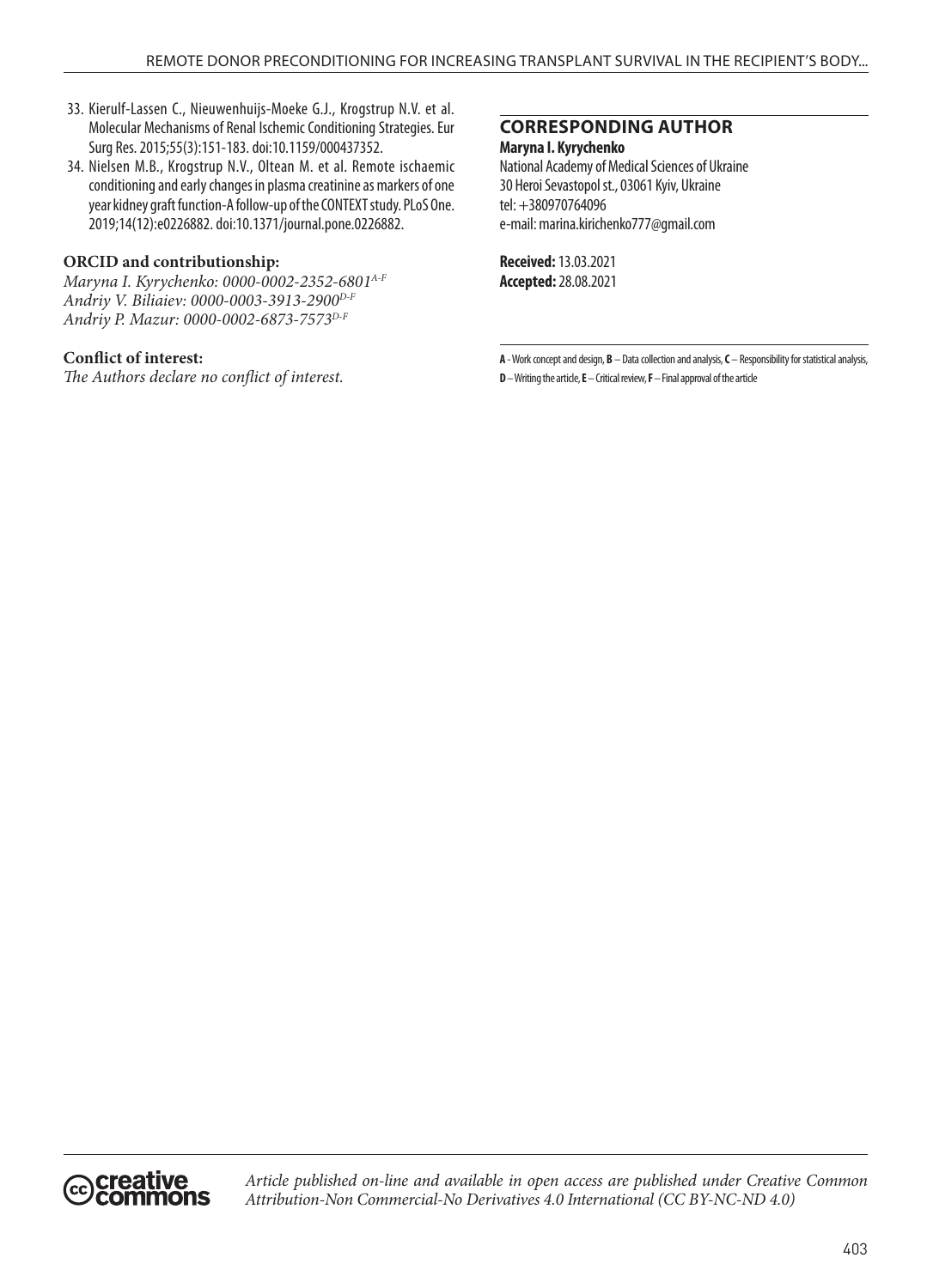33. Kierulf-Lassen C., Nieuwenhuijs-Moeke G.J., Krogstrup N.V. et al. Molecular Mechanisms of Renal Ischemic Conditioning Strategies. Eur Surg Res. 2015;55(3):151-183. doi:10.1159/000437352.
34. Nielsen M.B., Krogstrup N.V., Oltean M. et al. Remote ischaemic conditioning and early changes in plasma creatinine as markers of one year kidney graft function-A follow-up of the CONTEXT study. PLoS One. 2019;14(12):e0226882. doi:10.1371/journal.pone.0226882.

**ORCID and contributionship:**

*Maryna I. Kyrychenko: 0000-0002-2352-6801[A-F]*
*Andriy V. Biliaiev: 0000-0003-3913-2900[D-F]*
*Andriy P. Mazur: 0000-0002-6873-7573[D-F]*

**Conflict of interest:**

*The Authors declare no conflict of interest.*

## CORRESPONDING AUTHOR

**Maryna I. Kyrychenko**
National Academy of Medical Sciences of Ukraine
30 Heroi Sevastopol st., 03061 Kyiv, Ukraine
tel: +380970764096
e-mail: marina.kirichenko777@gmail.com

**Received:** 13.03.2021
**Accepted:** 28.08.2021

**A** - Work concept and design, **B** – Data collection and analysis, **C** – Responsibility for statistical analysis, **D** – Writing the article, **E** – Critical review, **F** – Final approval of the article

*Article published on-line and available in open access are published under Creative Common Attribution-Non Commercial-No Derivatives 4.0 International (CC BY-NC-ND 4.0)*